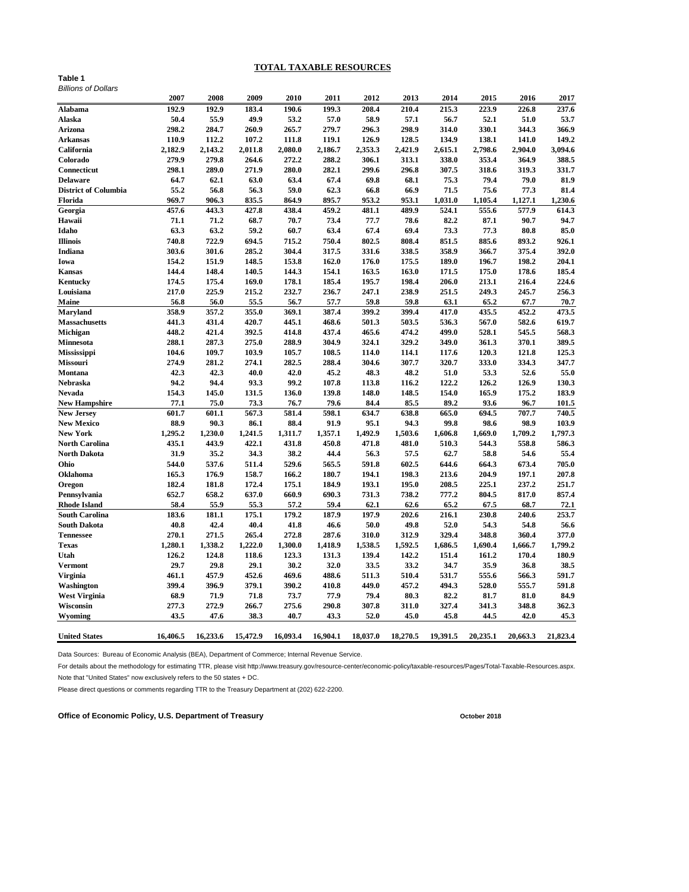# TOTAL TAXABLE RESOURCES

**Table 1**

*Billions of Dollars*

| | 2007 | 2008 | 2009 | 2010 | 2011 | 2012 | 2013 | 2014 | 2015 | 2016 | 2017 |
|---|---|---|---|---|---|---|---|---|---|---|---|
| **Alabama** | 192.9 | 192.9 | 183.4 | 190.6 | 199.3 | 208.4 | 210.4 | 215.3 | 223.9 | 226.8 | 237.6 |
| **Alaska** | 50.4 | 55.9 | 49.9 | 53.2 | 57.0 | 58.9 | 57.1 | 56.7 | 52.1 | 51.0 | 53.7 |
| **Arizona** | 298.2 | 284.7 | 260.9 | 265.7 | 279.7 | 296.3 | 298.9 | 314.0 | 330.1 | 344.3 | 366.9 |
| **Arkansas** | 110.9 | 112.2 | 107.2 | 111.8 | 119.1 | 126.9 | 128.5 | 134.9 | 138.1 | 141.0 | 149.2 |
| **California** | 2,182.9 | 2,143.2 | 2,011.8 | 2,080.0 | 2,186.7 | 2,353.3 | 2,421.9 | 2,615.1 | 2,798.6 | 2,904.0 | 3,094.6 |
| **Colorado** | 279.9 | 279.8 | 264.6 | 272.2 | 288.2 | 306.1 | 313.1 | 338.0 | 353.4 | 364.9 | 388.5 |
| **Connecticut** | 298.1 | 289.0 | 271.9 | 280.0 | 282.1 | 299.6 | 296.8 | 307.5 | 318.6 | 319.3 | 331.7 |
| **Delaware** | 64.7 | 62.1 | 63.0 | 63.4 | 67.4 | 69.8 | 68.1 | 75.3 | 79.4 | 79.0 | 81.9 |
| **District of Columbia** | 55.2 | 56.8 | 56.3 | 59.0 | 62.3 | 66.8 | 66.9 | 71.5 | 75.6 | 77.3 | 81.4 |
| **Florida** | 969.7 | 906.3 | 835.5 | 864.9 | 895.7 | 953.2 | 953.1 | 1,031.0 | 1,105.4 | 1,127.1 | 1,230.6 |
| **Georgia** | 457.6 | 443.3 | 427.8 | 438.4 | 459.2 | 481.1 | 489.9 | 524.1 | 555.6 | 577.9 | 614.3 |
| **Hawaii** | 71.1 | 71.2 | 68.7 | 70.7 | 73.4 | 77.7 | 78.6 | 82.2 | 87.1 | 90.7 | 94.7 |
| **Idaho** | 63.3 | 63.2 | 59.2 | 60.7 | 63.4 | 67.4 | 69.4 | 73.3 | 77.3 | 80.8 | 85.0 |
| **Illinois** | 740.8 | 722.9 | 694.5 | 715.2 | 750.4 | 802.5 | 808.4 | 851.5 | 885.6 | 893.2 | 926.1 |
| **Indiana** | 303.6 | 301.6 | 285.2 | 304.4 | 317.5 | 331.6 | 338.5 | 358.9 | 366.7 | 375.4 | 392.0 |
| **Iowa** | 154.2 | 151.9 | 148.5 | 153.8 | 162.0 | 176.0 | 175.5 | 189.0 | 196.7 | 198.2 | 204.1 |
| **Kansas** | 144.4 | 148.4 | 140.5 | 144.3 | 154.1 | 163.5 | 163.0 | 171.5 | 175.0 | 178.6 | 185.4 |
| **Kentucky** | 174.5 | 175.4 | 169.0 | 178.1 | 185.4 | 195.7 | 198.4 | 206.0 | 213.1 | 216.4 | 224.6 |
| **Louisiana** | 217.0 | 225.9 | 215.2 | 232.7 | 236.7 | 247.1 | 238.9 | 251.5 | 249.3 | 245.7 | 256.3 |
| **Maine** | 56.8 | 56.0 | 55.5 | 56.7 | 57.7 | 59.8 | 59.8 | 63.1 | 65.2 | 67.7 | 70.7 |
| **Maryland** | 358.9 | 357.2 | 355.0 | 369.1 | 387.4 | 399.2 | 399.4 | 417.0 | 435.5 | 452.2 | 473.5 |
| **Massachusetts** | 441.3 | 431.4 | 420.7 | 445.1 | 468.6 | 501.3 | 503.5 | 536.3 | 567.0 | 582.6 | 619.7 |
| **Michigan** | 448.2 | 421.4 | 392.5 | 414.8 | 437.4 | 465.6 | 474.2 | 499.0 | 528.1 | 545.5 | 568.3 |
| **Minnesota** | 288.1 | 287.3 | 275.0 | 288.9 | 304.9 | 324.1 | 329.2 | 349.0 | 361.3 | 370.1 | 389.5 |
| **Mississippi** | 104.6 | 109.7 | 103.9 | 105.7 | 108.5 | 114.0 | 114.1 | 117.6 | 120.3 | 121.8 | 125.3 |
| **Missouri** | 274.9 | 281.2 | 274.1 | 282.5 | 288.4 | 304.6 | 307.7 | 320.7 | 333.0 | 334.3 | 347.7 |
| **Montana** | 42.3 | 42.3 | 40.0 | 42.0 | 45.2 | 48.3 | 48.2 | 51.0 | 53.3 | 52.6 | 55.0 |
| **Nebraska** | 94.2 | 94.4 | 93.3 | 99.2 | 107.8 | 113.8 | 116.2 | 122.2 | 126.2 | 126.9 | 130.3 |
| **Nevada** | 154.3 | 145.0 | 131.5 | 136.0 | 139.8 | 148.0 | 148.5 | 154.0 | 165.9 | 175.2 | 183.9 |
| **New Hampshire** | 77.1 | 75.0 | 73.3 | 76.7 | 79.6 | 84.4 | 85.5 | 89.2 | 93.6 | 96.7 | 101.5 |
| **New Jersey** | 601.7 | 601.1 | 567.3 | 581.4 | 598.1 | 634.7 | 638.8 | 665.0 | 694.5 | 707.7 | 740.5 |
| **New Mexico** | 88.9 | 90.3 | 86.1 | 88.4 | 91.9 | 95.1 | 94.3 | 99.8 | 98.6 | 98.9 | 103.9 |
| **New York** | 1,295.2 | 1,230.0 | 1,241.5 | 1,311.7 | 1,357.1 | 1,492.9 | 1,503.6 | 1,606.8 | 1,669.0 | 1,709.2 | 1,797.3 |
| **North Carolina** | 435.1 | 443.9 | 422.1 | 431.8 | 450.8 | 471.8 | 481.0 | 510.3 | 544.3 | 558.8 | 586.3 |
| **North Dakota** | 31.9 | 35.2 | 34.3 | 38.2 | 44.4 | 56.3 | 57.5 | 62.7 | 58.8 | 54.6 | 55.4 |
| **Ohio** | 544.0 | 537.6 | 511.4 | 529.6 | 565.5 | 591.8 | 602.5 | 644.6 | 664.3 | 673.4 | 705.0 |
| **Oklahoma** | 165.3 | 176.9 | 158.7 | 166.2 | 180.7 | 194.1 | 198.3 | 213.6 | 204.9 | 197.1 | 207.8 |
| **Oregon** | 182.4 | 181.8 | 172.4 | 175.1 | 184.9 | 193.1 | 195.0 | 208.5 | 225.1 | 237.2 | 251.7 |
| **Pennsylvania** | 652.7 | 658.2 | 637.0 | 660.9 | 690.3 | 731.3 | 738.2 | 777.2 | 804.5 | 817.0 | 857.4 |
| **Rhode Island** | 58.4 | 55.9 | 55.3 | 57.2 | 59.4 | 62.1 | 62.6 | 65.2 | 67.5 | 68.7 | 72.1 |
| **South Carolina** | 183.6 | 181.1 | 175.1 | 179.2 | 187.9 | 197.9 | 202.6 | 216.1 | 230.8 | 240.6 | 253.7 |
| **South Dakota** | 40.8 | 42.4 | 40.4 | 41.8 | 46.6 | 50.0 | 49.8 | 52.0 | 54.3 | 54.8 | 56.6 |
| **Tennessee** | 270.1 | 271.5 | 265.4 | 272.8 | 287.6 | 310.0 | 312.9 | 329.4 | 348.8 | 360.4 | 377.0 |
| **Texas** | 1,280.1 | 1,338.2 | 1,222.0 | 1,300.0 | 1,418.9 | 1,538.5 | 1,592.5 | 1,686.5 | 1,690.4 | 1,666.7 | 1,799.2 |
| **Utah** | 126.2 | 124.8 | 118.6 | 123.3 | 131.3 | 139.4 | 142.2 | 151.4 | 161.2 | 170.4 | 180.9 |
| **Vermont** | 29.7 | 29.8 | 29.1 | 30.2 | 32.0 | 33.5 | 33.2 | 34.7 | 35.9 | 36.8 | 38.5 |
| **Virginia** | 461.1 | 457.9 | 452.6 | 469.6 | 488.6 | 511.3 | 510.4 | 531.7 | 555.6 | 566.3 | 591.7 |
| **Washington** | 399.4 | 396.9 | 379.1 | 390.2 | 410.8 | 449.0 | 457.2 | 494.3 | 528.0 | 555.7 | 591.8 |
| **West Virginia** | 68.9 | 71.9 | 71.8 | 73.7 | 77.9 | 79.4 | 80.3 | 82.2 | 81.7 | 81.0 | 84.9 |
| **Wisconsin** | 277.3 | 272.9 | 266.7 | 275.6 | 290.8 | 307.8 | 311.0 | 327.4 | 341.3 | 348.8 | 362.3 |
| **Wyoming** | 43.5 | 47.6 | 38.3 | 40.7 | 43.3 | 52.0 | 45.0 | 45.8 | 44.5 | 42.0 | 45.3 |
| **United States** | 16,406.5 | 16,233.6 | 15,472.9 | 16,093.4 | 16,904.1 | 18,037.0 | 18,270.5 | 19,391.5 | 20,235.1 | 20,663.3 | 21,823.4 |

Data Sources: Bureau of Economic Analysis (BEA), Department of Commerce; Internal Revenue Service.

For details about the methodology for estimating TTR, please visit http://www.treasury.gov/resource-center/economic-policy/taxable-resources/Pages/Total-Taxable-Resources.aspx.

Note that "United States" now exclusively refers to the 50 states + DC.

Please direct questions or comments regarding TTR to the Treasury Department at (202) 622-2200.

**Office of Economic Policy, U.S. Department of Treasury** **October 2018**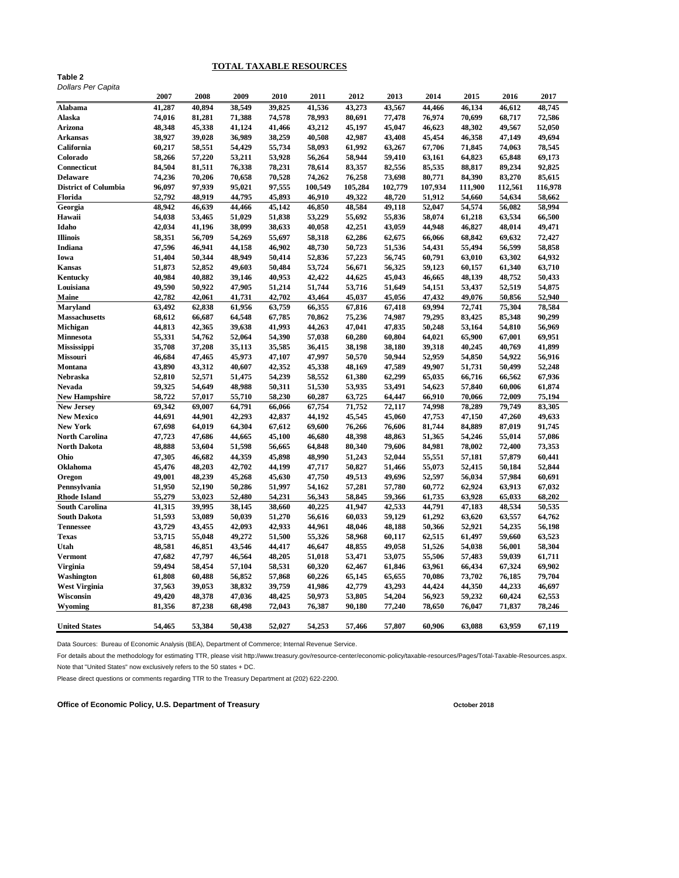# TOTAL TAXABLE RESOURCES

**Table 2**
*Dollars Per Capita*

| | 2007 | 2008 | 2009 | 2010 | 2011 | 2012 | 2013 | 2014 | 2015 | 2016 | 2017 |
|---|---|---|---|---|---|---|---|---|---|---|---|
| **Alabama** | 41,287 | 40,894 | 38,549 | 39,825 | 41,536 | 43,273 | 43,567 | 44,466 | 46,134 | 46,612 | 48,745 |
| **Alaska** | 74,016 | 81,281 | 71,388 | 74,578 | 78,993 | 80,691 | 77,478 | 76,974 | 70,699 | 68,717 | 72,586 |
| **Arizona** | 48,348 | 45,338 | 41,124 | 41,466 | 43,212 | 45,197 | 45,047 | 46,623 | 48,302 | 49,567 | 52,050 |
| **Arkansas** | 38,927 | 39,028 | 36,989 | 38,259 | 40,508 | 42,987 | 43,408 | 45,454 | 46,358 | 47,149 | 49,694 |
| **California** | 60,217 | 58,551 | 54,429 | 55,734 | 58,093 | 61,992 | 63,267 | 67,706 | 71,845 | 74,063 | 78,545 |
| **Colorado** | 58,266 | 57,220 | 53,211 | 53,928 | 56,264 | 58,944 | 59,410 | 63,161 | 64,823 | 65,848 | 69,173 |
| **Connecticut** | 84,504 | 81,511 | 76,338 | 78,231 | 78,614 | 83,357 | 82,556 | 85,535 | 88,817 | 89,234 | 92,825 |
| **Delaware** | 74,236 | 70,206 | 70,658 | 70,528 | 74,262 | 76,258 | 73,698 | 80,771 | 84,390 | 83,270 | 85,615 |
| **District of Columbia** | 96,097 | 97,939 | 95,021 | 97,555 | 100,549 | 105,284 | 102,779 | 107,934 | 111,900 | 112,561 | 116,978 |
| **Florida** | 52,792 | 48,919 | 44,795 | 45,893 | 46,910 | 49,322 | 48,720 | 51,912 | 54,660 | 54,634 | 58,662 |
| **Georgia** | 48,942 | 46,639 | 44,466 | 45,142 | 46,850 | 48,584 | 49,118 | 52,047 | 54,574 | 56,082 | 58,994 |
| **Hawaii** | 54,038 | 53,465 | 51,029 | 51,838 | 53,229 | 55,692 | 55,836 | 58,074 | 61,218 | 63,534 | 66,500 |
| **Idaho** | 42,034 | 41,196 | 38,099 | 38,633 | 40,058 | 42,251 | 43,059 | 44,948 | 46,827 | 48,014 | 49,471 |
| **Illinois** | 58,351 | 56,709 | 54,269 | 55,697 | 58,318 | 62,286 | 62,675 | 66,066 | 68,842 | 69,632 | 72,427 |
| **Indiana** | 47,596 | 46,941 | 44,158 | 46,902 | 48,730 | 50,723 | 51,536 | 54,431 | 55,494 | 56,599 | 58,858 |
| **Iowa** | 51,404 | 50,344 | 48,949 | 50,414 | 52,836 | 57,223 | 56,745 | 60,791 | 63,010 | 63,302 | 64,932 |
| **Kansas** | 51,873 | 52,852 | 49,603 | 50,484 | 53,724 | 56,671 | 56,325 | 59,123 | 60,157 | 61,340 | 63,710 |
| **Kentucky** | 40,984 | 40,882 | 39,146 | 40,953 | 42,422 | 44,625 | 45,043 | 46,665 | 48,139 | 48,752 | 50,433 |
| **Louisiana** | 49,590 | 50,922 | 47,905 | 51,214 | 51,744 | 53,716 | 51,649 | 54,151 | 53,437 | 52,519 | 54,875 |
| **Maine** | 42,782 | 42,061 | 41,731 | 42,702 | 43,464 | 45,037 | 45,056 | 47,432 | 49,076 | 50,856 | 52,940 |
| **Maryland** | 63,492 | 62,838 | 61,956 | 63,759 | 66,355 | 67,816 | 67,418 | 69,994 | 72,741 | 75,304 | 78,584 |
| **Massachusetts** | 68,612 | 66,687 | 64,548 | 67,785 | 70,862 | 75,236 | 74,987 | 79,295 | 83,425 | 85,348 | 90,299 |
| **Michigan** | 44,813 | 42,365 | 39,638 | 41,993 | 44,263 | 47,041 | 47,835 | 50,248 | 53,164 | 54,810 | 56,969 |
| **Minnesota** | 55,331 | 54,762 | 52,064 | 54,390 | 57,038 | 60,280 | 60,804 | 64,021 | 65,900 | 67,001 | 69,951 |
| **Mississippi** | 35,708 | 37,208 | 35,113 | 35,585 | 36,415 | 38,198 | 38,180 | 39,318 | 40,245 | 40,769 | 41,899 |
| **Missouri** | 46,684 | 47,465 | 45,973 | 47,107 | 47,997 | 50,570 | 50,944 | 52,959 | 54,850 | 54,922 | 56,916 |
| **Montana** | 43,890 | 43,312 | 40,607 | 42,352 | 45,338 | 48,169 | 47,589 | 49,907 | 51,731 | 50,499 | 52,248 |
| **Nebraska** | 52,810 | 52,571 | 51,475 | 54,239 | 58,552 | 61,380 | 62,299 | 65,035 | 66,716 | 66,562 | 67,936 |
| **Nevada** | 59,325 | 54,649 | 48,988 | 50,311 | 51,530 | 53,935 | 53,491 | 54,623 | 57,840 | 60,006 | 61,874 |
| **New Hampshire** | 58,722 | 57,017 | 55,710 | 58,230 | 60,287 | 63,725 | 64,447 | 66,910 | 70,066 | 72,009 | 75,194 |
| **New Jersey** | 69,342 | 69,007 | 64,791 | 66,066 | 67,754 | 71,752 | 72,117 | 74,998 | 78,289 | 79,749 | 83,305 |
| **New Mexico** | 44,691 | 44,901 | 42,293 | 42,837 | 44,192 | 45,545 | 45,060 | 47,753 | 47,150 | 47,260 | 49,633 |
| **New York** | 67,698 | 64,019 | 64,304 | 67,612 | 69,600 | 76,266 | 76,606 | 81,744 | 84,889 | 87,019 | 91,745 |
| **North Carolina** | 47,723 | 47,686 | 44,665 | 45,100 | 46,680 | 48,398 | 48,863 | 51,365 | 54,246 | 55,014 | 57,086 |
| **North Dakota** | 48,888 | 53,604 | 51,598 | 56,665 | 64,848 | 80,340 | 79,606 | 84,981 | 78,002 | 72,400 | 73,353 |
| **Ohio** | 47,305 | 46,682 | 44,359 | 45,898 | 48,990 | 51,243 | 52,044 | 55,551 | 57,181 | 57,879 | 60,441 |
| **Oklahoma** | 45,476 | 48,203 | 42,702 | 44,199 | 47,717 | 50,827 | 51,466 | 55,073 | 52,415 | 50,184 | 52,844 |
| **Oregon** | 49,001 | 48,239 | 45,268 | 45,630 | 47,750 | 49,513 | 49,696 | 52,597 | 56,034 | 57,984 | 60,691 |
| **Pennsylvania** | 51,950 | 52,190 | 50,286 | 51,997 | 54,162 | 57,281 | 57,780 | 60,772 | 62,924 | 63,913 | 67,032 |
| **Rhode Island** | 55,279 | 53,023 | 52,480 | 54,231 | 56,343 | 58,845 | 59,366 | 61,735 | 63,928 | 65,033 | 68,202 |
| **South Carolina** | 41,315 | 39,995 | 38,145 | 38,660 | 40,225 | 41,947 | 42,533 | 44,791 | 47,183 | 48,534 | 50,535 |
| **South Dakota** | 51,593 | 53,089 | 50,039 | 51,270 | 56,616 | 60,033 | 59,129 | 61,292 | 63,620 | 63,557 | 64,762 |
| **Tennessee** | 43,729 | 43,455 | 42,093 | 42,933 | 44,961 | 48,046 | 48,188 | 50,366 | 52,921 | 54,235 | 56,198 |
| **Texas** | 53,715 | 55,048 | 49,272 | 51,500 | 55,326 | 58,968 | 60,117 | 62,515 | 61,497 | 59,660 | 63,523 |
| **Utah** | 48,581 | 46,851 | 43,546 | 44,417 | 46,647 | 48,855 | 49,058 | 51,526 | 54,038 | 56,001 | 58,304 |
| **Vermont** | 47,682 | 47,797 | 46,564 | 48,205 | 51,018 | 53,471 | 53,075 | 55,506 | 57,483 | 59,039 | 61,711 |
| **Virginia** | 59,494 | 58,454 | 57,104 | 58,531 | 60,320 | 62,467 | 61,846 | 63,961 | 66,434 | 67,324 | 69,902 |
| **Washington** | 61,808 | 60,488 | 56,852 | 57,868 | 60,226 | 65,145 | 65,655 | 70,086 | 73,702 | 76,185 | 79,704 |
| **West Virginia** | 37,563 | 39,053 | 38,832 | 39,759 | 41,986 | 42,779 | 43,293 | 44,424 | 44,350 | 44,233 | 46,697 |
| **Wisconsin** | 49,420 | 48,378 | 47,036 | 48,425 | 50,973 | 53,805 | 54,204 | 56,923 | 59,232 | 60,424 | 62,553 |
| **Wyoming** | 81,356 | 87,238 | 68,498 | 72,043 | 76,387 | 90,180 | 77,240 | 78,650 | 76,047 | 71,837 | 78,246 |
| **United States** | 54,465 | 53,384 | 50,438 | 52,027 | 54,253 | 57,466 | 57,807 | 60,906 | 63,088 | 63,959 | 67,119 |

Data Sources: Bureau of Economic Analysis (BEA), Department of Commerce; Internal Revenue Service.

For details about the methodology for estimating TTR, please visit http://www.treasury.gov/resource-center/economic-policy/taxable-resources/Pages/Total-Taxable-Resources.aspx.

Note that "United States" now exclusively refers to the 50 states + DC.

Please direct questions or comments regarding TTR to the Treasury Department at (202) 622-2200.

**Office of Economic Policy, U.S. Department of Treasury** **October 2018**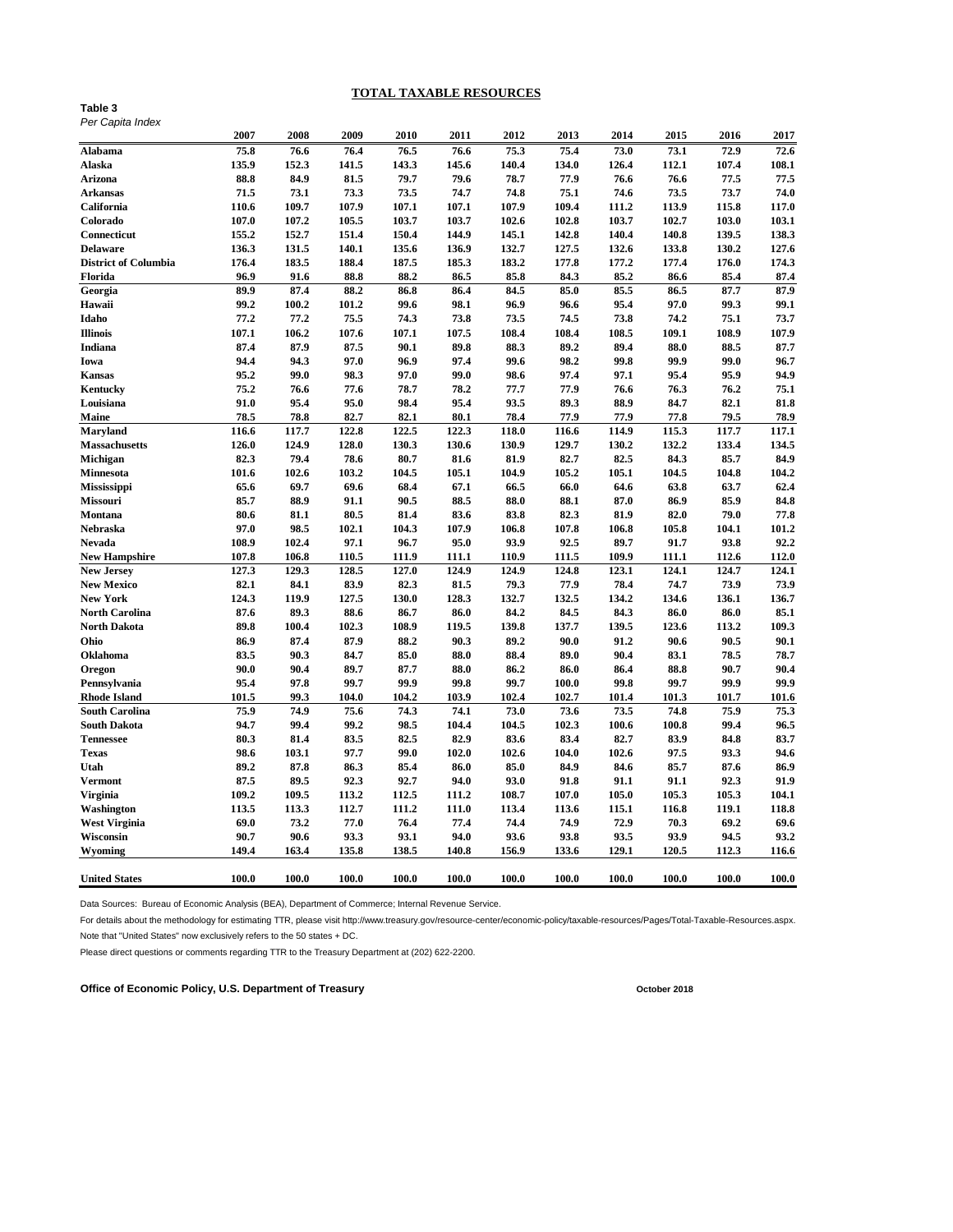## TOTAL TAXABLE RESOURCES

**Table 3**

*Per Capita Index*

| | 2007 | 2008 | 2009 | 2010 | 2011 | 2012 | 2013 | 2014 | 2015 | 2016 | 2017 |
|---|---|---|---|---|---|---|---|---|---|---|---|
| **Alabama** | 75.8 | 76.6 | 76.4 | 76.5 | 76.6 | 75.3 | 75.4 | 73.0 | 73.1 | 72.9 | 72.6 |
| **Alaska** | 135.9 | 152.3 | 141.5 | 143.3 | 145.6 | 140.4 | 134.0 | 126.4 | 112.1 | 107.4 | 108.1 |
| **Arizona** | 88.8 | 84.9 | 81.5 | 79.7 | 79.6 | 78.7 | 77.9 | 76.6 | 76.6 | 77.5 | 77.5 |
| **Arkansas** | 71.5 | 73.1 | 73.3 | 73.5 | 74.7 | 74.8 | 75.1 | 74.6 | 73.5 | 73.7 | 74.0 |
| **California** | 110.6 | 109.7 | 107.9 | 107.1 | 107.1 | 107.9 | 109.4 | 111.2 | 113.9 | 115.8 | 117.0 |
| **Colorado** | 107.0 | 107.2 | 105.5 | 103.7 | 103.7 | 102.6 | 102.8 | 103.7 | 102.7 | 103.0 | 103.1 |
| **Connecticut** | 155.2 | 152.7 | 151.4 | 150.4 | 144.9 | 145.1 | 142.8 | 140.4 | 140.8 | 139.5 | 138.3 |
| **Delaware** | 136.3 | 131.5 | 140.1 | 135.6 | 136.9 | 132.7 | 127.5 | 132.6 | 133.8 | 130.2 | 127.6 |
| **District of Columbia** | 176.4 | 183.5 | 188.4 | 187.5 | 185.3 | 183.2 | 177.8 | 177.2 | 177.4 | 176.0 | 174.3 |
| **Florida** | 96.9 | 91.6 | 88.8 | 88.2 | 86.5 | 85.8 | 84.3 | 85.2 | 86.6 | 85.4 | 87.4 |
| **Georgia** | 89.9 | 87.4 | 88.2 | 86.8 | 86.4 | 84.5 | 85.0 | 85.5 | 86.5 | 87.7 | 87.9 |
| **Hawaii** | 99.2 | 100.2 | 101.2 | 99.6 | 98.1 | 96.9 | 96.6 | 95.4 | 97.0 | 99.3 | 99.1 |
| **Idaho** | 77.2 | 77.2 | 75.5 | 74.3 | 73.8 | 73.5 | 74.5 | 73.8 | 74.2 | 75.1 | 73.7 |
| **Illinois** | 107.1 | 106.2 | 107.6 | 107.1 | 107.5 | 108.4 | 108.4 | 108.5 | 109.1 | 108.9 | 107.9 |
| **Indiana** | 87.4 | 87.9 | 87.5 | 90.1 | 89.8 | 88.3 | 89.2 | 89.4 | 88.0 | 88.5 | 87.7 |
| **Iowa** | 94.4 | 94.3 | 97.0 | 96.9 | 97.4 | 99.6 | 98.2 | 99.8 | 99.9 | 99.0 | 96.7 |
| **Kansas** | 95.2 | 99.0 | 98.3 | 97.0 | 99.0 | 98.6 | 97.4 | 97.1 | 95.4 | 95.9 | 94.9 |
| **Kentucky** | 75.2 | 76.6 | 77.6 | 78.7 | 78.2 | 77.7 | 77.9 | 76.6 | 76.3 | 76.2 | 75.1 |
| **Louisiana** | 91.0 | 95.4 | 95.0 | 98.4 | 95.4 | 93.5 | 89.3 | 88.9 | 84.7 | 82.1 | 81.8 |
| **Maine** | 78.5 | 78.8 | 82.7 | 82.1 | 80.1 | 78.4 | 77.9 | 77.9 | 77.8 | 79.5 | 78.9 |
| **Maryland** | 116.6 | 117.7 | 122.8 | 122.5 | 122.3 | 118.0 | 116.6 | 114.9 | 115.3 | 117.7 | 117.1 |
| **Massachusetts** | 126.0 | 124.9 | 128.0 | 130.3 | 130.6 | 130.9 | 129.7 | 130.2 | 132.2 | 133.4 | 134.5 |
| **Michigan** | 82.3 | 79.4 | 78.6 | 80.7 | 81.6 | 81.9 | 82.7 | 82.5 | 84.3 | 85.7 | 84.9 |
| **Minnesota** | 101.6 | 102.6 | 103.2 | 104.5 | 105.1 | 104.9 | 105.2 | 105.1 | 104.5 | 104.8 | 104.2 |
| **Mississippi** | 65.6 | 69.7 | 69.6 | 68.4 | 67.1 | 66.5 | 66.0 | 64.6 | 63.8 | 63.7 | 62.4 |
| **Missouri** | 85.7 | 88.9 | 91.1 | 90.5 | 88.5 | 88.0 | 88.1 | 87.0 | 86.9 | 85.9 | 84.8 |
| **Montana** | 80.6 | 81.1 | 80.5 | 81.4 | 83.6 | 83.8 | 82.3 | 81.9 | 82.0 | 79.0 | 77.8 |
| **Nebraska** | 97.0 | 98.5 | 102.1 | 104.3 | 107.9 | 106.8 | 107.8 | 106.8 | 105.8 | 104.1 | 101.2 |
| **Nevada** | 108.9 | 102.4 | 97.1 | 96.7 | 95.0 | 93.9 | 92.5 | 89.7 | 91.7 | 93.8 | 92.2 |
| **New Hampshire** | 107.8 | 106.8 | 110.5 | 111.9 | 111.1 | 110.9 | 111.5 | 109.9 | 111.1 | 112.6 | 112.0 |
| **New Jersey** | 127.3 | 129.3 | 128.5 | 127.0 | 124.9 | 124.9 | 124.8 | 123.1 | 124.1 | 124.7 | 124.1 |
| **New Mexico** | 82.1 | 84.1 | 83.9 | 82.3 | 81.5 | 79.3 | 77.9 | 78.4 | 74.7 | 73.9 | 73.9 |
| **New York** | 124.3 | 119.9 | 127.5 | 130.0 | 128.3 | 132.7 | 132.5 | 134.2 | 134.6 | 136.1 | 136.7 |
| **North Carolina** | 87.6 | 89.3 | 88.6 | 86.7 | 86.0 | 84.2 | 84.5 | 84.3 | 86.0 | 86.0 | 85.1 |
| **North Dakota** | 89.8 | 100.4 | 102.3 | 108.9 | 119.5 | 139.8 | 137.7 | 139.5 | 123.6 | 113.2 | 109.3 |
| **Ohio** | 86.9 | 87.4 | 87.9 | 88.2 | 90.3 | 89.2 | 90.0 | 91.2 | 90.6 | 90.5 | 90.1 |
| **Oklahoma** | 83.5 | 90.3 | 84.7 | 85.0 | 88.0 | 88.4 | 89.0 | 90.4 | 83.1 | 78.5 | 78.7 |
| **Oregon** | 90.0 | 90.4 | 89.7 | 87.7 | 88.0 | 86.2 | 86.0 | 86.4 | 88.8 | 90.7 | 90.4 |
| **Pennsylvania** | 95.4 | 97.8 | 99.7 | 99.9 | 99.8 | 99.7 | 100.0 | 99.8 | 99.7 | 99.9 | 99.9 |
| **Rhode Island** | 101.5 | 99.3 | 104.0 | 104.2 | 103.9 | 102.4 | 102.7 | 101.4 | 101.3 | 101.7 | 101.6 |
| **South Carolina** | 75.9 | 74.9 | 75.6 | 74.3 | 74.1 | 73.0 | 73.6 | 73.5 | 74.8 | 75.9 | 75.3 |
| **South Dakota** | 94.7 | 99.4 | 99.2 | 98.5 | 104.4 | 104.5 | 102.3 | 100.6 | 100.8 | 99.4 | 96.5 |
| **Tennessee** | 80.3 | 81.4 | 83.5 | 82.5 | 82.9 | 83.6 | 83.4 | 82.7 | 83.9 | 84.8 | 83.7 |
| **Texas** | 98.6 | 103.1 | 97.7 | 99.0 | 102.0 | 102.6 | 104.0 | 102.6 | 97.5 | 93.3 | 94.6 |
| **Utah** | 89.2 | 87.8 | 86.3 | 85.4 | 86.0 | 85.0 | 84.9 | 84.6 | 85.7 | 87.6 | 86.9 |
| **Vermont** | 87.5 | 89.5 | 92.3 | 92.7 | 94.0 | 93.0 | 91.8 | 91.1 | 91.1 | 92.3 | 91.9 |
| **Virginia** | 109.2 | 109.5 | 113.2 | 112.5 | 111.2 | 108.7 | 107.0 | 105.0 | 105.3 | 105.3 | 104.1 |
| **Washington** | 113.5 | 113.3 | 112.7 | 111.2 | 111.0 | 113.4 | 113.6 | 115.1 | 116.8 | 119.1 | 118.8 |
| **West Virginia** | 69.0 | 73.2 | 77.0 | 76.4 | 77.4 | 74.4 | 74.9 | 72.9 | 70.3 | 69.2 | 69.6 |
| **Wisconsin** | 90.7 | 90.6 | 93.3 | 93.1 | 94.0 | 93.6 | 93.8 | 93.5 | 93.9 | 94.5 | 93.2 |
| **Wyoming** | 149.4 | 163.4 | 135.8 | 138.5 | 140.8 | 156.9 | 133.6 | 129.1 | 120.5 | 112.3 | 116.6 |
| **United States** | 100.0 | 100.0 | 100.0 | 100.0 | 100.0 | 100.0 | 100.0 | 100.0 | 100.0 | 100.0 | 100.0 |

Data Sources: Bureau of Economic Analysis (BEA), Department of Commerce; Internal Revenue Service.

For details about the methodology for estimating TTR, please visit http://www.treasury.gov/resource-center/economic-policy/taxable-resources/Pages/Total-Taxable-Resources.aspx.

Note that "United States" now exclusively refers to the 50 states + DC.

Please direct questions or comments regarding TTR to the Treasury Department at (202) 622-2200.

**Office of Economic Policy, U.S. Department of Treasury** **October 2018**